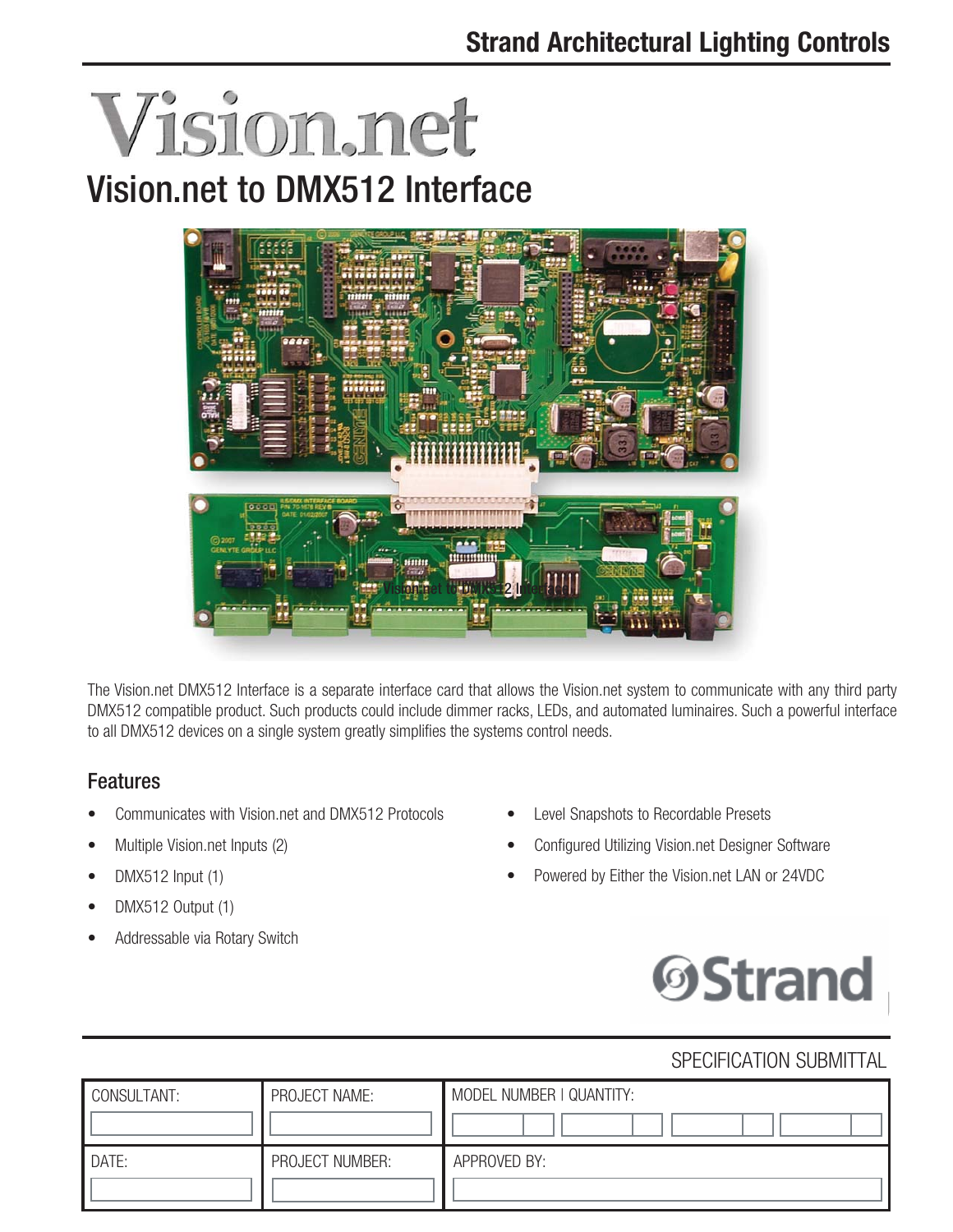Strand Architectual Lighting Controls

# Vision.net

## Vision.net to DMX512 Interface

The Vision.net DMX512 Interface is a separate interface card that allows the Vision.net system to communicate with any third party DMX512 compatible product. Such products could include dimmer racks, LEDs, and automated luminaires. Such a powerful interface to all DMX512 devices on a single system greatly simplifies the systems control needs.

### Features

- Communicates with Vision.net and DMX512 Protocols
- Multiple Vision.net Inputs (2)
- DMX512 Input (1)
- DMX512 Output (1)
- Addressable via Rotary Switch
- Level Snapshots to Recordable Presets
- Configured Utilizing Vision.net Designer Software
- Powered by Either the Vision.net LAN or 24VDC

Strand

SPECIFICATION SUBMITTAL

| CONSULTANT: | PROJECT NAME: | MODEL NUMBER I QUANTITY: |
|---|---|---|
| | | |
| DATE: | PROJECT NUMBER: | APPROVED BY: |
| | | |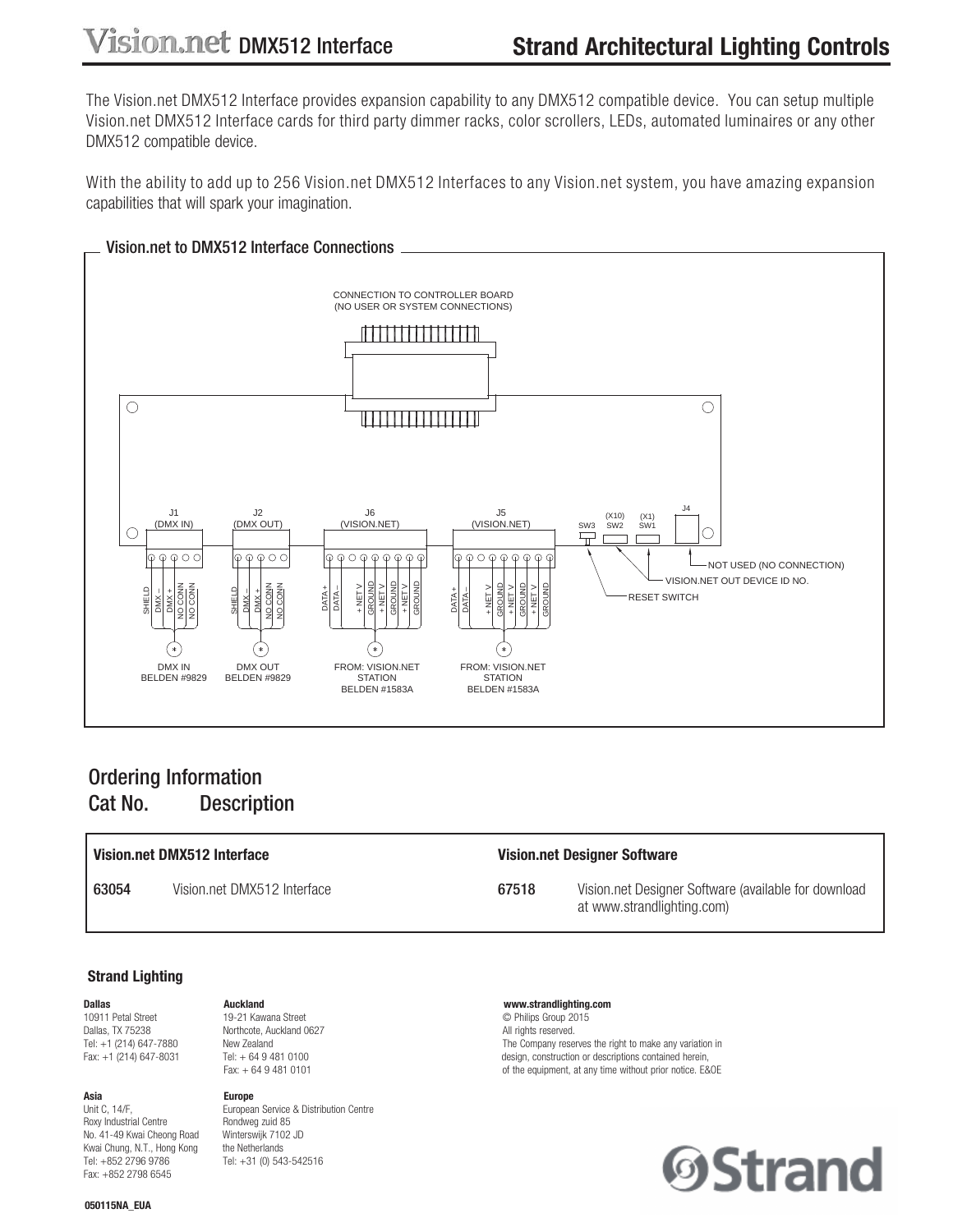The Vision.net DMX512 Interface provides expansion capability to any DMX512 compatible device. You can setup multiple Vision.net DMX512 Interface cards for third party dimmer racks, color scrollers, LEDs, automated luminaires or any other DMX512 compatible device.

With the ability to add up to 256 Vision.net DMX512 Interfaces to any Vision.net system, you have amazing expansion capabilities that will spark your imagination.

## Vision.net to DMX512 Interface Connections

CONNECTION TO CONTROLLER BOARD
(NO USER OR SYSTEM CONNECTIONS)

J1
(DMX IN)

J2
(DMX OUT)

J6
(VISION.NET)

J5
(VISION.NET)

SW3

(X10)
SW2

(X1)
SW1

J4

SHIELD
DMX –
DMX +
NO CONN
NO CONN

SHIELD
DMX –
DMX +
NO CONN
NO CONN

DATA +
DATA –
+ NET V
GROUND
+ NET V
GROUND
+ NET V
GROUND

DATA +
DATA –
+ NET V
GROUND
+ NET V
GROUND
+ NET V
GROUND

NOT USED (NO CONNECTION)

VISION.NET OUT DEVICE ID NO.

RESET SWITCH

DMX IN
BELDEN #9829

DMX OUT
BELDEN #9829

FROM: VISION.NET
STATION
BELDEN #1583A

FROM: VISION.NET
STATION
BELDEN #1583A

## Ordering Information

## Cat No. Description

| Vision.net DMX512 Interface | | Vision.net Designer Software | |
|---|---|---|---|
| **63054** | Vision.net DMX512 Interface | **67518** | Vision.net Designer Software (available for download at www.strandlighting.com) |

### Strand Lighting

**Dallas**
10911 Petal Street
Dallas, TX 75238
Tel: +1 (214) 647-7880
Fax: +1 (214) 647-8031

**Auckland**
19-21 Kawana Street
Northcote, Auckland 0627
New Zealand
Tel: + 64 9 481 0100
Fax: + 64 9 481 0101

**Asia**
Unit C, 14/F,
Roxy Industrial Centre
No. 41-49 Kwai Cheong Road
Kwai Chung, N.T., Hong Kong
Tel: +852 2796 9786
Fax: +852 2798 6545

**Europe**
European Service & Distribution Centre
Rondweg zuid 85
Winterswijk 7102 JD
the Netherlands
Tel: +31 (0) 543-542516

**www.strandlighting.com**
© Philips Group 2015
All rights reserved.
The Company reserves the right to make any variation in design, construction or descriptions contained herein, of the equipment, at any time without prior notice. E&OE

Strand

050115NA_EUA